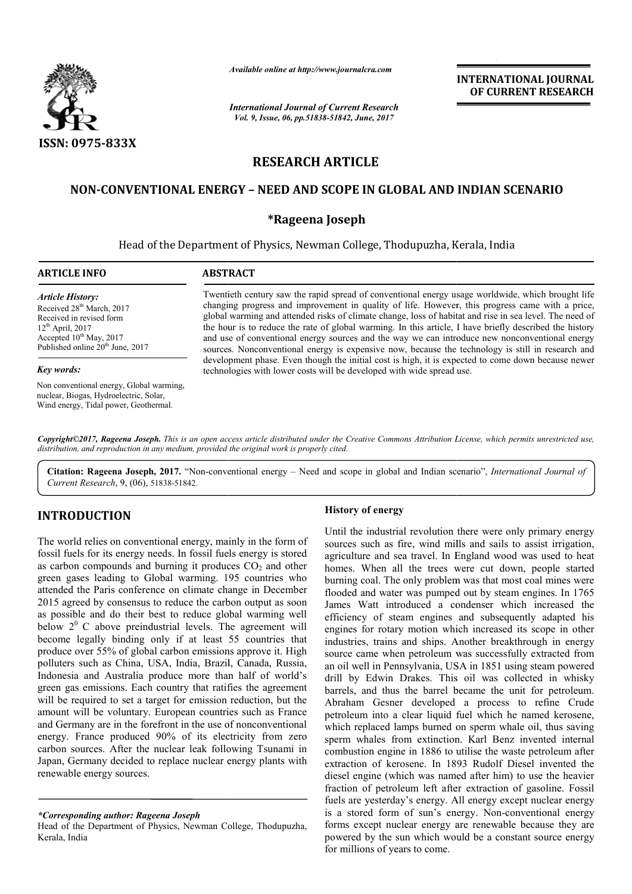# RESEARCH ARTICLE

## NON-CONVENTIONAL ENERGY – NEED AND SCOPE IN GLOBAL AND INDIAN SCENARIO

**\*Rageena Joseph**

Head of the Department of Physics, Newman College, Thodupuzha, Kerala, India

**ARTICLE INFO**

*Article History:*

Received 28th March, 2017
Received in revised form 12th April, 2017
Accepted 10th May, 2017
Published online 20th June, 2017

*Key words:*

Non conventional energy, Global warming, nuclear, Biogas, Hydroelectric, Solar, Wind energy, Tidal power, Geothermal.

**ABSTRACT**

Twentieth century saw the rapid spread of conventional energy usage worldwide, which brought life changing progress and improvement in quality of life. However, this progress came with a price, global warming and attended risks of climate change, loss of habitat and rise in sea level. The need of the hour is to reduce the rate of global warming. In this article, I have briefly described the history and use of conventional energy sources and the way we can introduce new nonconventional energy sources. Nonconventional energy is expensive now, because the technology is still in research and development phase. Even though the initial cost is high, it is expected to come down because newer technologies with lower costs will be developed with wide spread use.

*Copyright©2017, Rageena Joseph. This is an open access article distributed under the Creative Commons Attribution License, which permits unrestricted use, distribution, and reproduction in any medium, provided the original work is properly cited.*

**Citation: Rageena Joseph, 2017.** "Non-conventional energy – Need and scope in global and Indian scenario", *International Journal of Current Research*, 9, (06), 51838-51842.

## INTRODUCTION

The world relies on conventional energy, mainly in the form of fossil fuels for its energy needs. In fossil fuels energy is stored as carbon compounds and burning it produces $CO_2$ and other green gases leading to Global warming. 195 countries who attended the Paris conference on climate change in December 2015 agreed by consensus to reduce the carbon output as soon as possible and do their best to reduce global warming well below $2^0$ C above preindustrial levels. The agreement will become legally binding only if at least 55 countries that produce over 55% of global carbon emissions approve it. High polluters such as China, USA, India, Brazil, Canada, Russia, Indonesia and Australia produce more than half of world's green gas emissions. Each country that ratifies the agreement will be required to set a target for emission reduction, but the amount will be voluntary. European countries such as France and Germany are in the forefront in the use of nonconventional energy. France produced 90% of its electricity from zero carbon sources. After the nuclear leak following Tsunami in Japan, Germany decided to replace nuclear energy plants with renewable energy sources.

### History of energy

Until the industrial revolution there were only primary energy sources such as fire, wind mills and sails to assist irrigation, agriculture and sea travel. In England wood was used to heat homes. When all the trees were cut down, people started burning coal. The only problem was that most coal mines were flooded and water was pumped out by steam engines. In 1765 James Watt introduced a condenser which increased the efficiency of steam engines and subsequently adapted his engines for rotary motion which increased its scope in other industries, trains and ships. Another breakthrough in energy source came when petroleum was successfully extracted from an oil well in Pennsylvania, USA in 1851 using steam powered drill by Edwin Drakes. This oil was collected in whisky barrels, and thus the barrel became the unit for petroleum. Abraham Gesner developed a process to refine Crude petroleum into a clear liquid fuel which he named kerosene, which replaced lamps burned on sperm whale oil, thus saving sperm whales from extinction. Karl Benz invented internal combustion engine in 1886 to utilise the waste petroleum after extraction of kerosene. In 1893 Rudolf Diesel invented the diesel engine (which was named after him) to use the heavier fraction of petroleum left after extraction of gasoline. Fossil fuels are yesterday's energy. All energy except nuclear energy is a stored form of sun's energy. Non-conventional energy forms except nuclear energy are renewable because they are powered by the sun which would be a constant source energy for millions of years to come.

*\*Corresponding author: Rageena Joseph*
Head of the Department of Physics, Newman College, Thodupuzha, Kerala, India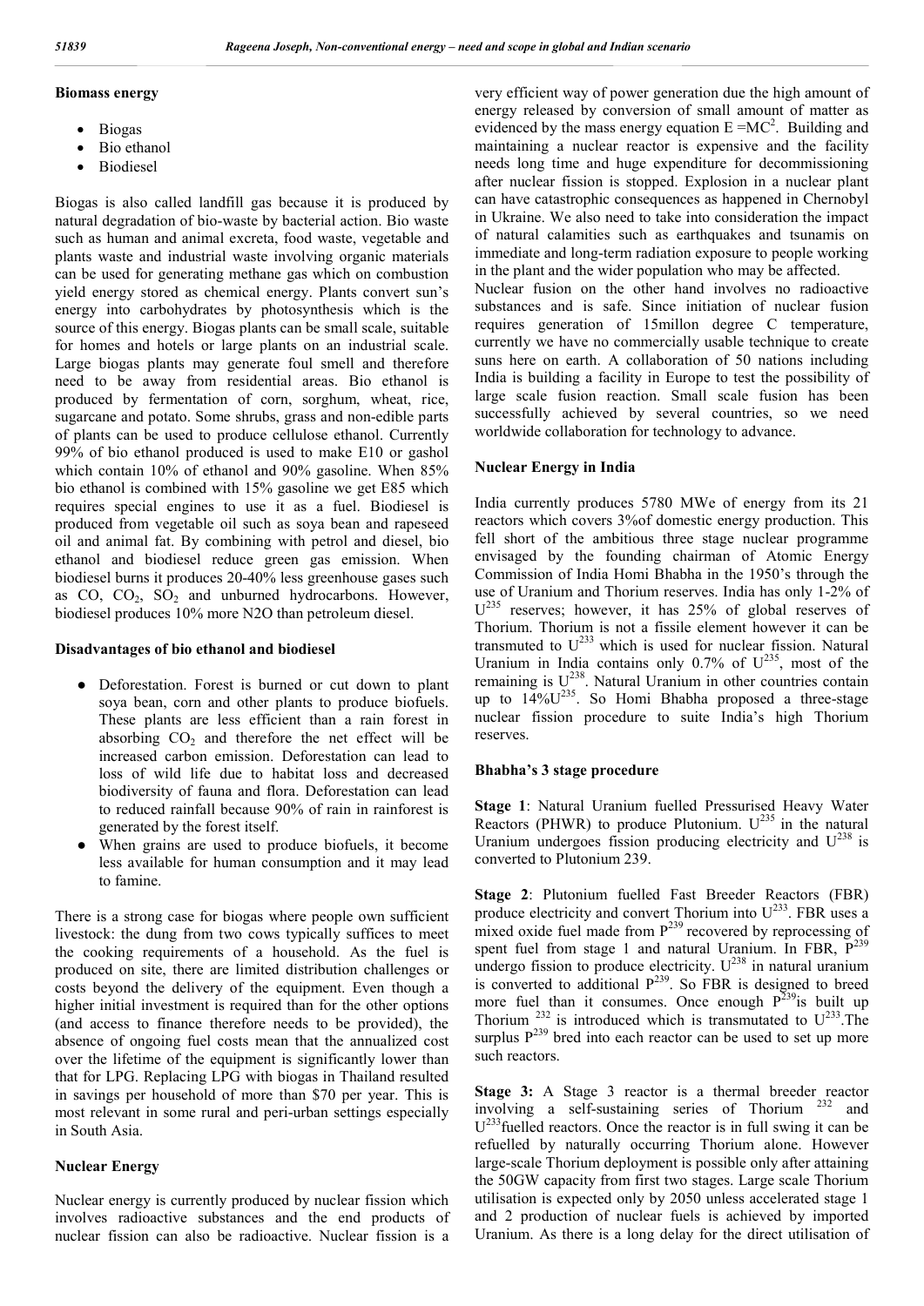**Biomass energy**

- Biogas
- Bio ethanol
- Biodiesel

Biogas is also called landfill gas because it is produced by natural degradation of bio-waste by bacterial action. Bio waste such as human and animal excreta, food waste, vegetable and plants waste and industrial waste involving organic materials can be used for generating methane gas which on combustion yield energy stored as chemical energy. Plants convert sun's energy into carbohydrates by photosynthesis which is the source of this energy. Biogas plants can be small scale, suitable for homes and hotels or large plants on an industrial scale. Large biogas plants may generate foul smell and therefore need to be away from residential areas. Bio ethanol is produced by fermentation of corn, sorghum, wheat, rice, sugarcane and potato. Some shrubs, grass and non-edible parts of plants can be used to produce cellulose ethanol. Currently 99% of bio ethanol produced is used to make E10 or gashol which contain 10% of ethanol and 90% gasoline. When 85% bio ethanol is combined with 15% gasoline we get E85 which requires special engines to use it as a fuel. Biodiesel is produced from vegetable oil such as soya bean and rapeseed oil and animal fat. By combining with petrol and diesel, bio ethanol and biodiesel reduce green gas emission. When biodiesel burns it produces 20-40% less greenhouse gases such as CO, $CO_2$, $SO_2$ and unburned hydrocarbons. However, biodiesel produces 10% more N2O than petroleum diesel.

**Disadvantages of bio ethanol and biodiesel**

- Deforestation. Forest is burned or cut down to plant soya bean, corn and other plants to produce biofuels. These plants are less efficient than a rain forest in absorbing $CO_2$ and therefore the net effect will be increased carbon emission. Deforestation can lead to loss of wild life due to habitat loss and decreased biodiversity of fauna and flora. Deforestation can lead to reduced rainfall because 90% of rain in rainforest is generated by the forest itself.
- When grains are used to produce biofuels, it become less available for human consumption and it may lead to famine.

There is a strong case for biogas where people own sufficient livestock: the dung from two cows typically suffices to meet the cooking requirements of a household. As the fuel is produced on site, there are limited distribution challenges or costs beyond the delivery of the equipment. Even though a higher initial investment is required than for the other options (and access to finance therefore needs to be provided), the absence of ongoing fuel costs mean that the annualized cost over the lifetime of the equipment is significantly lower than that for LPG. Replacing LPG with biogas in Thailand resulted in savings per household of more than $70 per year. This is most relevant in some rural and peri-urban settings especially in South Asia.

**Nuclear Energy**

Nuclear energy is currently produced by nuclear fission which involves radioactive substances and the end products of nuclear fission can also be radioactive. Nuclear fission is a very efficient way of power generation due the high amount of energy released by conversion of small amount of matter as evidenced by the mass energy equation $E = MC^2$. Building and maintaining a nuclear reactor is expensive and the facility needs long time and huge expenditure for decommissioning after nuclear fission is stopped. Explosion in a nuclear plant can have catastrophic consequences as happened in Chernobyl in Ukraine. We also need to take into consideration the impact of natural calamities such as earthquakes and tsunamis on immediate and long-term radiation exposure to people working in the plant and the wider population who may be affected.

Nuclear fusion on the other hand involves no radioactive substances and is safe. Since initiation of nuclear fusion requires generation of 15millon degree C temperature, currently we have no commercially usable technique to create suns here on earth. A collaboration of 50 nations including India is building a facility in Europe to test the possibility of large scale fusion reaction. Small scale fusion has been successfully achieved by several countries, so we need worldwide collaboration for technology to advance.

**Nuclear Energy in India**

India currently produces 5780 MWe of energy from its 21 reactors which covers 3%of domestic energy production. This fell short of the ambitious three stage nuclear programme envisaged by the founding chairman of Atomic Energy Commission of India Homi Bhabha in the 1950's through the use of Uranium and Thorium reserves. India has only 1-2% of $U^{235}$ reserves; however, it has 25% of global reserves of Thorium. Thorium is not a fissile element however it can be transmuted to $U^{233}$ which is used for nuclear fission. Natural Uranium in India contains only 0.7% of $U^{235}$, most of the remaining is $U^{238}$. Natural Uranium in other countries contain up to 14%$U^{235}$. So Homi Bhabha proposed a three-stage nuclear fission procedure to suite India's high Thorium reserves.

**Bhabha's 3 stage procedure**

**Stage 1**: Natural Uranium fuelled Pressurised Heavy Water Reactors (PHWR) to produce Plutonium. $U^{235}$ in the natural Uranium undergoes fission producing electricity and $U^{238}$ is converted to Plutonium 239.

**Stage 2**: Plutonium fuelled Fast Breeder Reactors (FBR) produce electricity and convert Thorium into $U^{233}$. FBR uses a mixed oxide fuel made from $P^{239}$ recovered by reprocessing of spent fuel from stage 1 and natural Uranium. In FBR, $P^{239}$ undergo fission to produce electricity. $U^{238}$ in natural uranium is converted to additional $P^{239}$. So FBR is designed to breed more fuel than it consumes. Once enough $P^{239}$is built up Thorium $^{232}$ is introduced which is transmutated to $U^{233}$.The surplus $P^{239}$ bred into each reactor can be used to set up more such reactors.

**Stage 3:** A Stage 3 reactor is a thermal breeder reactor involving a self-sustaining series of Thorium $^{232}$ and $U^{233}$fuelled reactors. Once the reactor is in full swing it can be refuelled by naturally occurring Thorium alone. However large-scale Thorium deployment is possible only after attaining the 50GW capacity from first two stages. Large scale Thorium utilisation is expected only by 2050 unless accelerated stage 1 and 2 production of nuclear fuels is achieved by imported Uranium. As there is a long delay for the direct utilisation of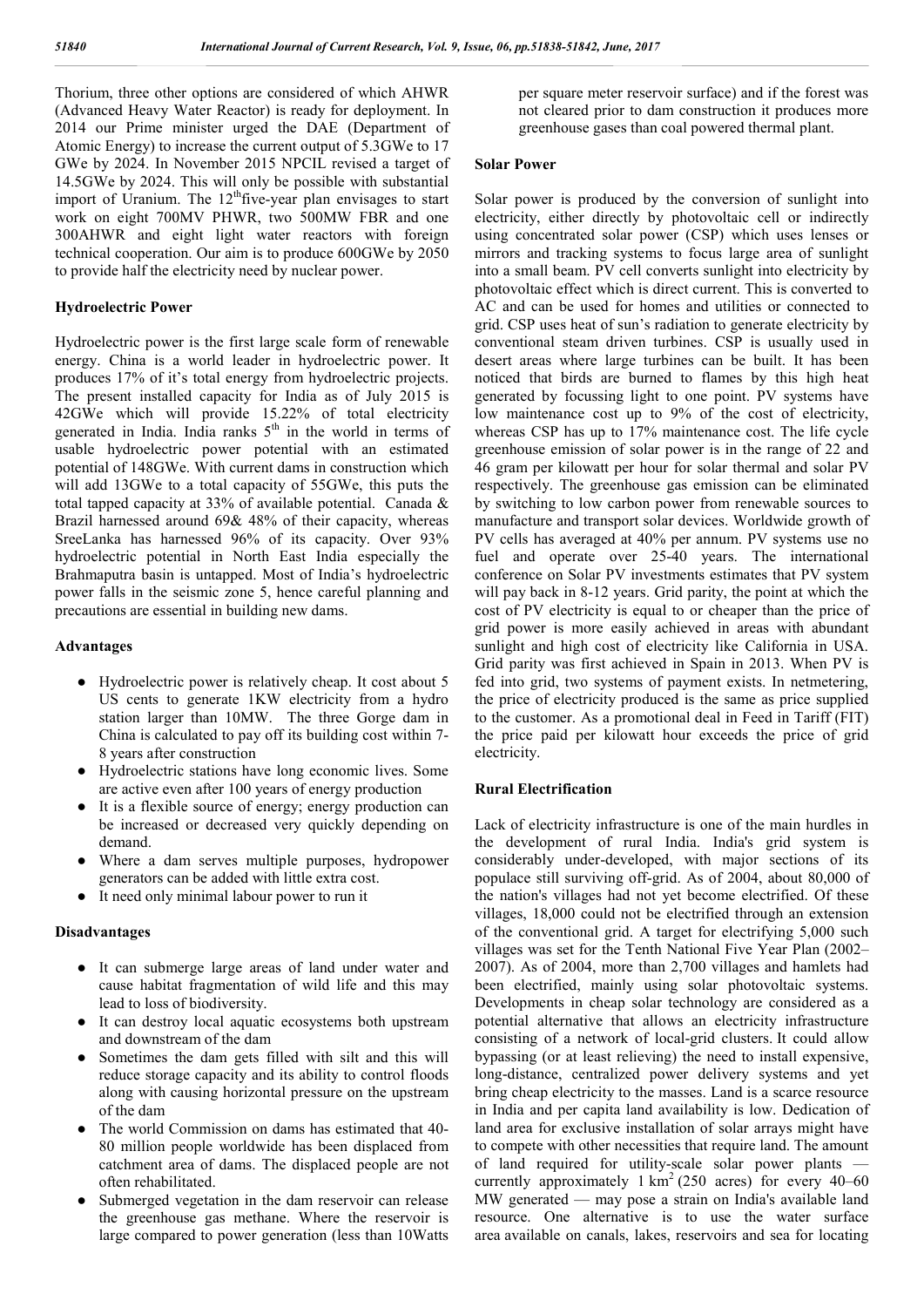Thorium, three other options are considered of which AHWR (Advanced Heavy Water Reactor) is ready for deployment. In 2014 our Prime minister urged the DAE (Department of Atomic Energy) to increase the current output of 5.3GWe to 17 GWe by 2024. In November 2015 NPCIL revised a target of 14.5GWe by 2024. This will only be possible with substantial import of Uranium. The 12$^{th}$five-year plan envisages to start work on eight 700MV PHWR, two 500MW FBR and one 300AHWR and eight light water reactors with foreign technical cooperation. Our aim is to produce 600GWe by 2050 to provide half the electricity need by nuclear power.

### Hydroelectric Power

Hydroelectric power is the first large scale form of renewable energy. China is a world leader in hydroelectric power. It produces 17% of it's total energy from hydroelectric projects. The present installed capacity for India as of July 2015 is 42GWe which will provide 15.22% of total electricity generated in India. India ranks 5$^{th}$ in the world in terms of usable hydroelectric power potential with an estimated potential of 148GWe. With current dams in construction which will add 13GWe to a total capacity of 55GWe, this puts the total tapped capacity at 33% of available potential. Canada & Brazil harnessed around 69& 48% of their capacity, whereas SreeLanka has harnessed 96% of its capacity. Over 93% hydroelectric potential in North East India especially the Brahmaputra basin is untapped. Most of India's hydroelectric power falls in the seismic zone 5, hence careful planning and precautions are essential in building new dams.

### Advantages

- Hydroelectric power is relatively cheap. It cost about 5 US cents to generate 1KW electricity from a hydro station larger than 10MW. The three Gorge dam in China is calculated to pay off its building cost within 7-8 years after construction
- Hydroelectric stations have long economic lives. Some are active even after 100 years of energy production
- It is a flexible source of energy; energy production can be increased or decreased very quickly depending on demand.
- Where a dam serves multiple purposes, hydropower generators can be added with little extra cost.
- It need only minimal labour power to run it

### Disadvantages

- It can submerge large areas of land under water and cause habitat fragmentation of wild life and this may lead to loss of biodiversity.
- It can destroy local aquatic ecosystems both upstream and downstream of the dam
- Sometimes the dam gets filled with silt and this will reduce storage capacity and its ability to control floods along with causing horizontal pressure on the upstream of the dam
- The world Commission on dams has estimated that 40-80 million people worldwide has been displaced from catchment area of dams. The displaced people are not often rehabilitated.
- Submerged vegetation in the dam reservoir can release the greenhouse gas methane. Where the reservoir is large compared to power generation (less than 10Watts per square meter reservoir surface) and if the forest was not cleared prior to dam construction it produces more greenhouse gases than coal powered thermal plant.

### Solar Power

Solar power is produced by the conversion of sunlight into electricity, either directly by photovoltaic cell or indirectly using concentrated solar power (CSP) which uses lenses or mirrors and tracking systems to focus large area of sunlight into a small beam. PV cell converts sunlight into electricity by photovoltaic effect which is direct current. This is converted to AC and can be used for homes and utilities or connected to grid. CSP uses heat of sun's radiation to generate electricity by conventional steam driven turbines. CSP is usually used in desert areas where large turbines can be built. It has been noticed that birds are burned to flames by this high heat generated by focussing light to one point. PV systems have low maintenance cost up to 9% of the cost of electricity, whereas CSP has up to 17% maintenance cost. The life cycle greenhouse emission of solar power is in the range of 22 and 46 gram per kilowatt per hour for solar thermal and solar PV respectively. The greenhouse gas emission can be eliminated by switching to low carbon power from renewable sources to manufacture and transport solar devices. Worldwide growth of PV cells has averaged at 40% per annum. PV systems use no fuel and operate over 25-40 years. The international conference on Solar PV investments estimates that PV system will pay back in 8-12 years. Grid parity, the point at which the cost of PV electricity is equal to or cheaper than the price of grid power is more easily achieved in areas with abundant sunlight and high cost of electricity like California in USA. Grid parity was first achieved in Spain in 2013. When PV is fed into grid, two systems of payment exists. In netmetering, the price of electricity produced is the same as price supplied to the customer. As a promotional deal in Feed in Tariff (FIT) the price paid per kilowatt hour exceeds the price of grid electricity.

### Rural Electrification

Lack of electricity infrastructure is one of the main hurdles in the development of rural India. India's grid system is considerably under-developed, with major sections of its populace still surviving off-grid. As of 2004, about 80,000 of the nation's villages had not yet become electrified. Of these villages, 18,000 could not be electrified through an extension of the conventional grid. A target for electrifying 5,000 such villages was set for the Tenth National Five Year Plan (2002–2007). As of 2004, more than 2,700 villages and hamlets had been electrified, mainly using solar photovoltaic systems. Developments in cheap solar technology are considered as a potential alternative that allows an electricity infrastructure consisting of a network of local-grid clusters. It could allow bypassing (or at least relieving) the need to install expensive, long-distance, centralized power delivery systems and yet bring cheap electricity to the masses. Land is a scarce resource in India and per capita land availability is low. Dedication of land area for exclusive installation of solar arrays might have to compete with other necessities that require land. The amount of land required for utility-scale solar power plants — currently approximately 1 km$^2$ (250 acres) for every 40–60 MW generated — may pose a strain on India's available land resource. One alternative is to use the water surface area available on canals, lakes, reservoirs and sea for locating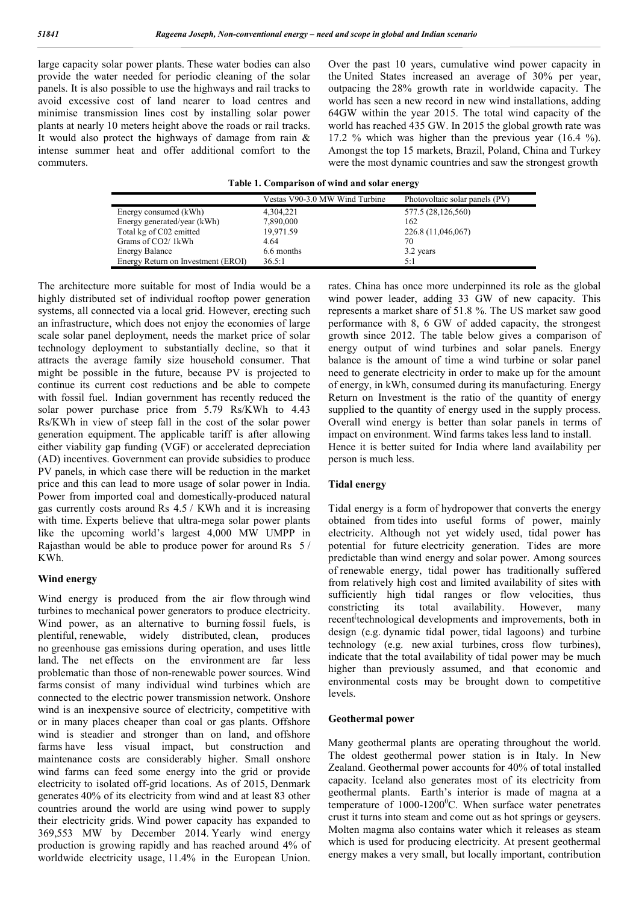large capacity solar power plants. These water bodies can also provide the water needed for periodic cleaning of the solar panels. It is also possible to use the highways and rail tracks to avoid excessive cost of land nearer to load centres and minimise transmission lines cost by installing solar power plants at nearly 10 meters height above the roads or rail tracks. It would also protect the highways of damage from rain & intense summer heat and offer additional comfort to the commuters.

**Table 1. Comparison of wind and solar energy**

| | Vestas V90-3.0 MW Wind Turbine | Photovoltaic solar panels (PV) |
|---|---|---|
| Energy consumed (kWh) | 4,304,221 | 577.5 (28,126,560) |
| Energy generated/year (kWh) | 7,890,000 | 162 |
| Total kg of C02 emitted | 19,971.59 | 226.8 (11,046,067) |
| Grams of CO2/ 1kWh | 4.64 | 70 |
| Energy Balance | 6.6 months | 3.2 years |
| Energy Return on Investment (EROI) | 36.5:1 | 5:1 |

The architecture more suitable for most of India would be a highly distributed set of individual rooftop power generation systems, all connected via a local grid. However, erecting such an infrastructure, which does not enjoy the economies of large scale solar panel deployment, needs the market price of solar technology deployment to substantially decline, so that it attracts the average family size household consumer. That might be possible in the future, because PV is projected to continue its current cost reductions and be able to compete with fossil fuel. Indian government has recently reduced the solar power purchase price from 5.79 Rs/KWh to 4.43 Rs/KWh in view of steep fall in the cost of the solar power generation equipment. The applicable tariff is after allowing either viability gap funding (VGF) or accelerated depreciation (AD) incentives. Government can provide subsidies to produce PV panels, in which case there will be reduction in the market price and this can lead to more usage of solar power in India. Power from imported coal and domestically-produced natural gas currently costs around Rs 4.5 / KWh and it is increasing with time. Experts believe that ultra-mega solar power plants like the upcoming world's largest 4,000 MW UMPP in Rajasthan would be able to produce power for around Rs 5 / KWh.

## Wind energy

Wind energy is produced from the air flow through wind turbines to mechanical power generators to produce electricity. Wind power, as an alternative to burning fossil fuels, is plentiful, renewable, widely distributed, clean, produces no greenhouse gas emissions during operation, and uses little land. The net effects on the environment are far less problematic than those of non-renewable power sources. Wind farms consist of many individual wind turbines which are connected to the electric power transmission network. Onshore wind is an inexpensive source of electricity, competitive with or in many places cheaper than coal or gas plants. Offshore wind is steadier and stronger than on land, and offshore farms have less visual impact, but construction and maintenance costs are considerably higher. Small onshore wind farms can feed some energy into the grid or provide electricity to isolated off-grid locations. As of 2015, Denmark generates 40% of its electricity from wind and at least 83 other countries around the world are using wind power to supply their electricity grids. Wind power capacity has expanded to 369,553 MW by December 2014. Yearly wind energy production is growing rapidly and has reached around 4% of worldwide electricity usage, 11.4% in the European Union. Over the past 10 years, cumulative wind power capacity in the United States increased an average of 30% per year, outpacing the 28% growth rate in worldwide capacity. The world has seen a new record in new wind installations, adding 64GW within the year 2015. The total wind capacity of the world has reached 435 GW. In 2015 the global growth rate was 17.2 % which was higher than the previous year (16.4 %). Amongst the top 15 markets, Brazil, Poland, China and Turkey were the most dynamic countries and saw the strongest growth rates. China has once more underpinned its role as the global wind power leader, adding 33 GW of new capacity. This represents a market share of 51.8 %. The US market saw good performance with 8, 6 GW of added capacity, the strongest growth since 2012. The table below gives a comparison of energy output of wind turbines and solar panels. Energy balance is the amount of time a wind turbine or solar panel need to generate electricity in order to make up for the amount of energy, in kWh, consumed during its manufacturing. Energy Return on Investment is the ratio of the quantity of energy supplied to the quantity of energy used in the supply process. Overall wind energy is better than solar panels in terms of impact on environment. Wind farms takes less land to install. Hence it is better suited for India where land availability per person is much less.

## Tidal energy

Tidal energy is a form of hydropower that converts the energy obtained from tides into useful forms of power, mainly electricity. Although not yet widely used, tidal power has potential for future electricity generation. Tides are more predictable than wind energy and solar power. Among sources of renewable energy, tidal power has traditionally suffered from relatively high cost and limited availability of sites with sufficiently high tidal ranges or flow velocities, thus constricting its total availability. However, many recent technological developments and improvements, both in design (e.g. dynamic tidal power, tidal lagoons) and turbine technology (e.g. new axial turbines, cross flow turbines), indicate that the total availability of tidal power may be much higher than previously assumed, and that economic and environmental costs may be brought down to competitive levels.

## Geothermal power

Many geothermal plants are operating throughout the world. The oldest geothermal power station is in Italy. In New Zealand. Geothermal power accounts for 40% of total installed capacity. Iceland also generates most of its electricity from geothermal plants. Earth's interior is made of magna at a temperature of 1000-1200$^0$C. When surface water penetrates crust it turns into steam and come out as hot springs or geysers. Molten magma also contains water which it releases as steam which is used for producing electricity. At present geothermal energy makes a very small, but locally important, contribution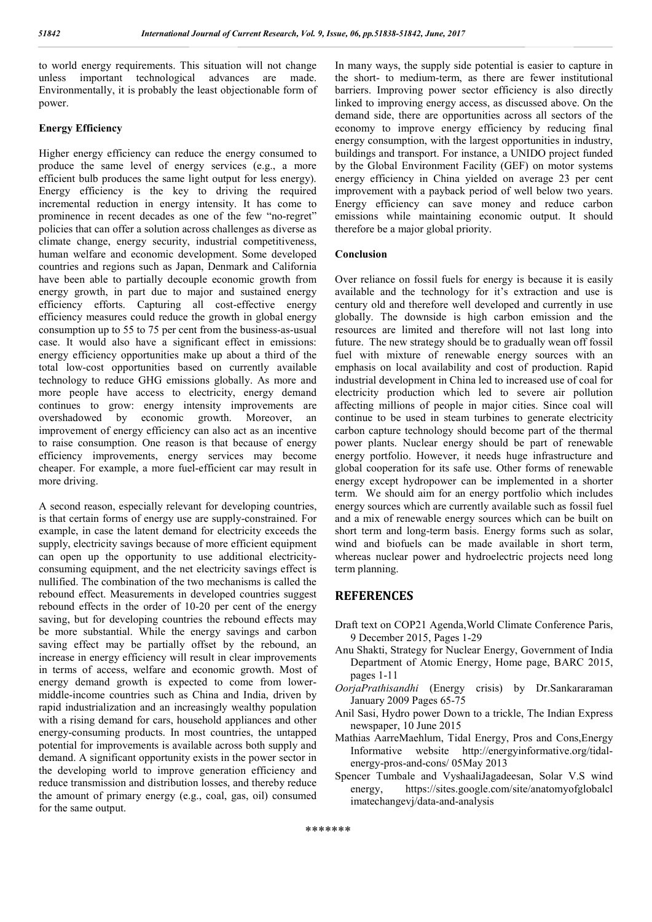to world energy requirements. This situation will not change unless important technological advances are made. Environmentally, it is probably the least objectionable form of power.

### Energy Efficiency

Higher energy efficiency can reduce the energy consumed to produce the same level of energy services (e.g., a more efficient bulb produces the same light output for less energy). Energy efficiency is the key to driving the required incremental reduction in energy intensity. It has come to prominence in recent decades as one of the few "no-regret" policies that can offer a solution across challenges as diverse as climate change, energy security, industrial competitiveness, human welfare and economic development. Some developed countries and regions such as Japan, Denmark and California have been able to partially decouple economic growth from energy growth, in part due to major and sustained energy efficiency efforts. Capturing all cost-effective energy efficiency measures could reduce the growth in global energy consumption up to 55 to 75 per cent from the business-as-usual case. It would also have a significant effect in emissions: energy efficiency opportunities make up about a third of the total low-cost opportunities based on currently available technology to reduce GHG emissions globally. As more and more people have access to electricity, energy demand continues to grow: energy intensity improvements are overshadowed by economic growth. Moreover, an improvement of energy efficiency can also act as an incentive to raise consumption. One reason is that because of energy efficiency improvements, energy services may become cheaper. For example, a more fuel-efficient car may result in more driving.

A second reason, especially relevant for developing countries, is that certain forms of energy use are supply-constrained. For example, in case the latent demand for electricity exceeds the supply, electricity savings because of more efficient equipment can open up the opportunity to use additional electricity-consuming equipment, and the net electricity savings effect is nullified. The combination of the two mechanisms is called the rebound effect. Measurements in developed countries suggest rebound effects in the order of 10-20 per cent of the energy saving, but for developing countries the rebound effects may be more substantial. While the energy savings and carbon saving effect may be partially offset by the rebound, an increase in energy efficiency will result in clear improvements in terms of access, welfare and economic growth. Most of energy demand growth is expected to come from lower-middle-income countries such as China and India, driven by rapid industrialization and an increasingly wealthy population with a rising demand for cars, household appliances and other energy-consuming products. In most countries, the untapped potential for improvements is available across both supply and demand. A significant opportunity exists in the power sector in the developing world to improve generation efficiency and reduce transmission and distribution losses, and thereby reduce the amount of primary energy (e.g., coal, gas, oil) consumed for the same output.

In many ways, the supply side potential is easier to capture in the short- to medium-term, as there are fewer institutional barriers. Improving power sector efficiency is also directly linked to improving energy access, as discussed above. On the demand side, there are opportunities across all sectors of the economy to improve energy efficiency by reducing final energy consumption, with the largest opportunities in industry, buildings and transport. For instance, a UNIDO project funded by the Global Environment Facility (GEF) on motor systems energy efficiency in China yielded on average 23 per cent improvement with a payback period of well below two years. Energy efficiency can save money and reduce carbon emissions while maintaining economic output. It should therefore be a major global priority.

### Conclusion

Over reliance on fossil fuels for energy is because it is easily available and the technology for it's extraction and use is century old and therefore well developed and currently in use globally. The downside is high carbon emission and the resources are limited and therefore will not last long into future. The new strategy should be to gradually wean off fossil fuel with mixture of renewable energy sources with an emphasis on local availability and cost of production. Rapid industrial development in China led to increased use of coal for electricity production which led to severe air pollution affecting millions of people in major cities. Since coal will continue to be used in steam turbines to generate electricity carbon capture technology should become part of the thermal power plants. Nuclear energy should be part of renewable energy portfolio. However, it needs huge infrastructure and global cooperation for its safe use. Other forms of renewable energy except hydropower can be implemented in a shorter term. We should aim for an energy portfolio which includes energy sources which are currently available such as fossil fuel and a mix of renewable energy sources which can be built on short term and long-term basis. Energy forms such as solar, wind and biofuels can be made available in short term, whereas nuclear power and hydroelectric projects need long term planning.

## REFERENCES

Draft text on COP21 Agenda,World Climate Conference Paris, 9 December 2015, Pages 1-29

Anu Shakti, Strategy for Nuclear Energy, Government of India Department of Atomic Energy, Home page, BARC 2015, pages 1-11

*OorjaPrathisandhi* (Energy crisis) by Dr.Sankararaman January 2009 Pages 65-75

Anil Sasi, Hydro power Down to a trickle, The Indian Express newspaper, 10 June 2015

Mathias AarreMaehlum, Tidal Energy, Pros and Cons,Energy Informative website http://energyinformative.org/tidal-energy-pros-and-cons/ 05May 2013

Spencer Tumbale and VyshaaliJagadeesan, Solar V.S wind energy, https://sites.google.com/site/anatomyofglobalclimatechangevj/data-and-analysis

*******